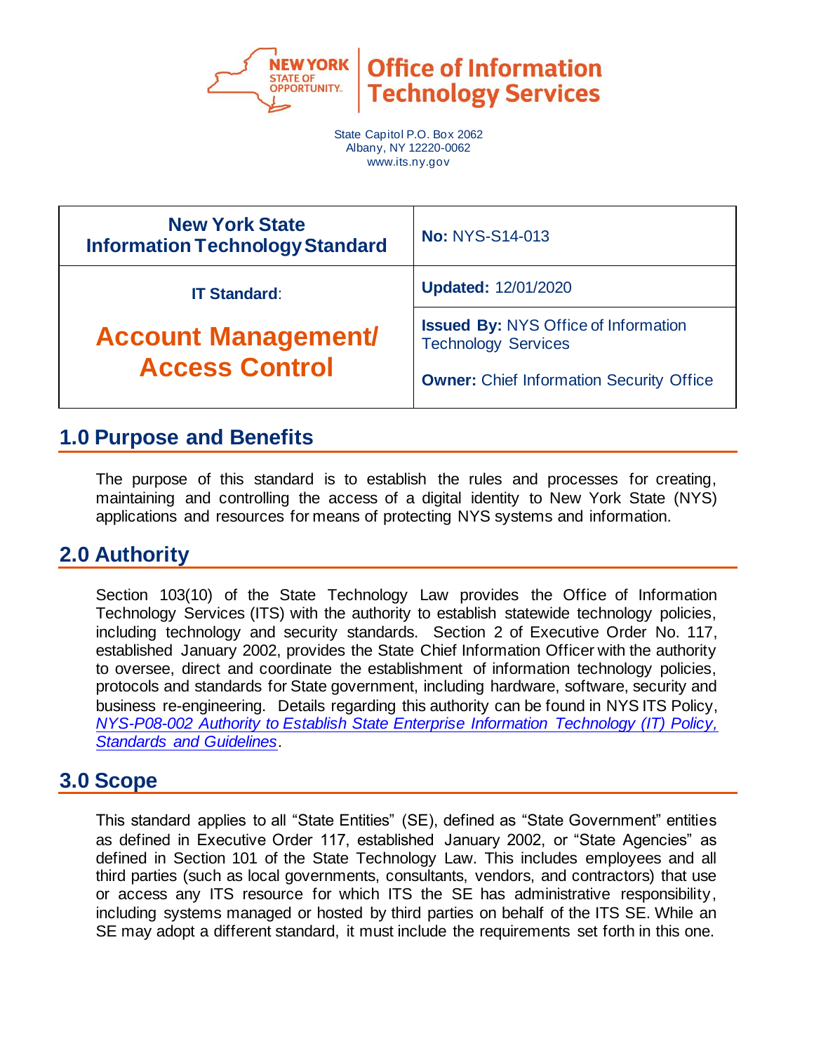**NEW YORK STATE OF OPPORTUNITY** | **Office of Information Technology Services**

State Capitol P.O. Box 2062
Albany, NY 12220-0062
www.its.ny.gov

| New York State Information Technology Standard | **No:** NYS-S14-013 |
| --- | --- |
| **IT Standard**: | **Updated:** 12/01/2020 |
| **Account Management/ Access Control** | **Issued By:** NYS Office of Information Technology Services<br><br>**Owner:** Chief Information Security Office |

## 1.0 Purpose and Benefits

The purpose of this standard is to establish the rules and processes for creating, maintaining and controlling the access of a digital identity to New York State (NYS) applications and resources for means of protecting NYS systems and information.

## 2.0 Authority

Section 103(10) of the State Technology Law provides the Office of Information Technology Services (ITS) with the authority to establish statewide technology policies, including technology and security standards. Section 2 of Executive Order No. 117, established January 2002, provides the State Chief Information Officer with the authority to oversee, direct and coordinate the establishment of information technology policies, protocols and standards for State government, including hardware, software, security and business re-engineering. Details regarding this authority can be found in NYS ITS Policy, *NYS-P08-002 Authority to Establish State Enterprise Information Technology (IT) Policy, Standards and Guidelines*.

## 3.0 Scope

This standard applies to all "State Entities" (SE), defined as "State Government" entities as defined in Executive Order 117, established January 2002, or "State Agencies" as defined in Section 101 of the State Technology Law. This includes employees and all third parties (such as local governments, consultants, vendors, and contractors) that use or access any ITS resource for which ITS the SE has administrative responsibility, including systems managed or hosted by third parties on behalf of the ITS SE. While an SE may adopt a different standard, it must include the requirements set forth in this one.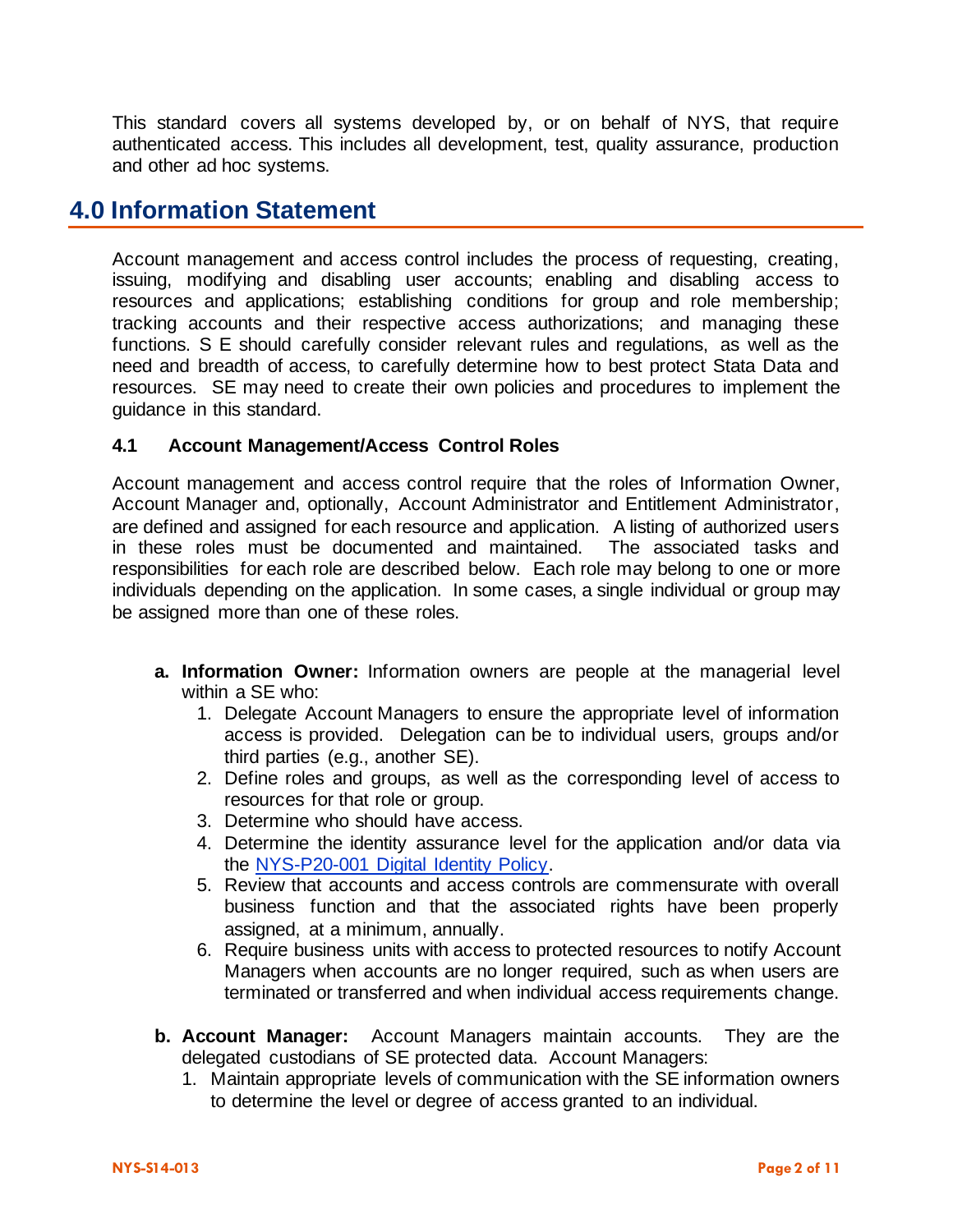This standard covers all systems developed by, or on behalf of NYS, that require authenticated access. This includes all development, test, quality assurance, production and other ad hoc systems.

## 4.0 Information Statement

Account management and access control includes the process of requesting, creating, issuing, modifying and disabling user accounts; enabling and disabling access to resources and applications; establishing conditions for group and role membership; tracking accounts and their respective access authorizations; and managing these functions. S E should carefully consider relevant rules and regulations, as well as the need and breadth of access, to carefully determine how to best protect Stata Data and resources. SE may need to create their own policies and procedures to implement the guidance in this standard.

### 4.1 Account Management/Access Control Roles

Account management and access control require that the roles of Information Owner, Account Manager and, optionally, Account Administrator and Entitlement Administrator, are defined and assigned for each resource and application. A listing of authorized users in these roles must be documented and maintained. The associated tasks and responsibilities for each role are described below. Each role may belong to one or more individuals depending on the application. In some cases, a single individual or group may be assigned more than one of these roles.

a. **Information Owner:** Information owners are people at the managerial level within a SE who:
   1. Delegate Account Managers to ensure the appropriate level of information access is provided. Delegation can be to individual users, groups and/or third parties (e.g., another SE).
   2. Define roles and groups, as well as the corresponding level of access to resources for that role or group.
   3. Determine who should have access.
   4. Determine the identity assurance level for the application and/or data via the [NYS-P20-001 Digital Identity Policy](NYS-P20-001 Digital Identity Policy).
   5. Review that accounts and access controls are commensurate with overall business function and that the associated rights have been properly assigned, at a minimum, annually.
   6. Require business units with access to protected resources to notify Account Managers when accounts are no longer required, such as when users are terminated or transferred and when individual access requirements change.

b. **Account Manager:** Account Managers maintain accounts. They are the delegated custodians of SE protected data. Account Managers:
   1. Maintain appropriate levels of communication with the SE information owners to determine the level or degree of access granted to an individual.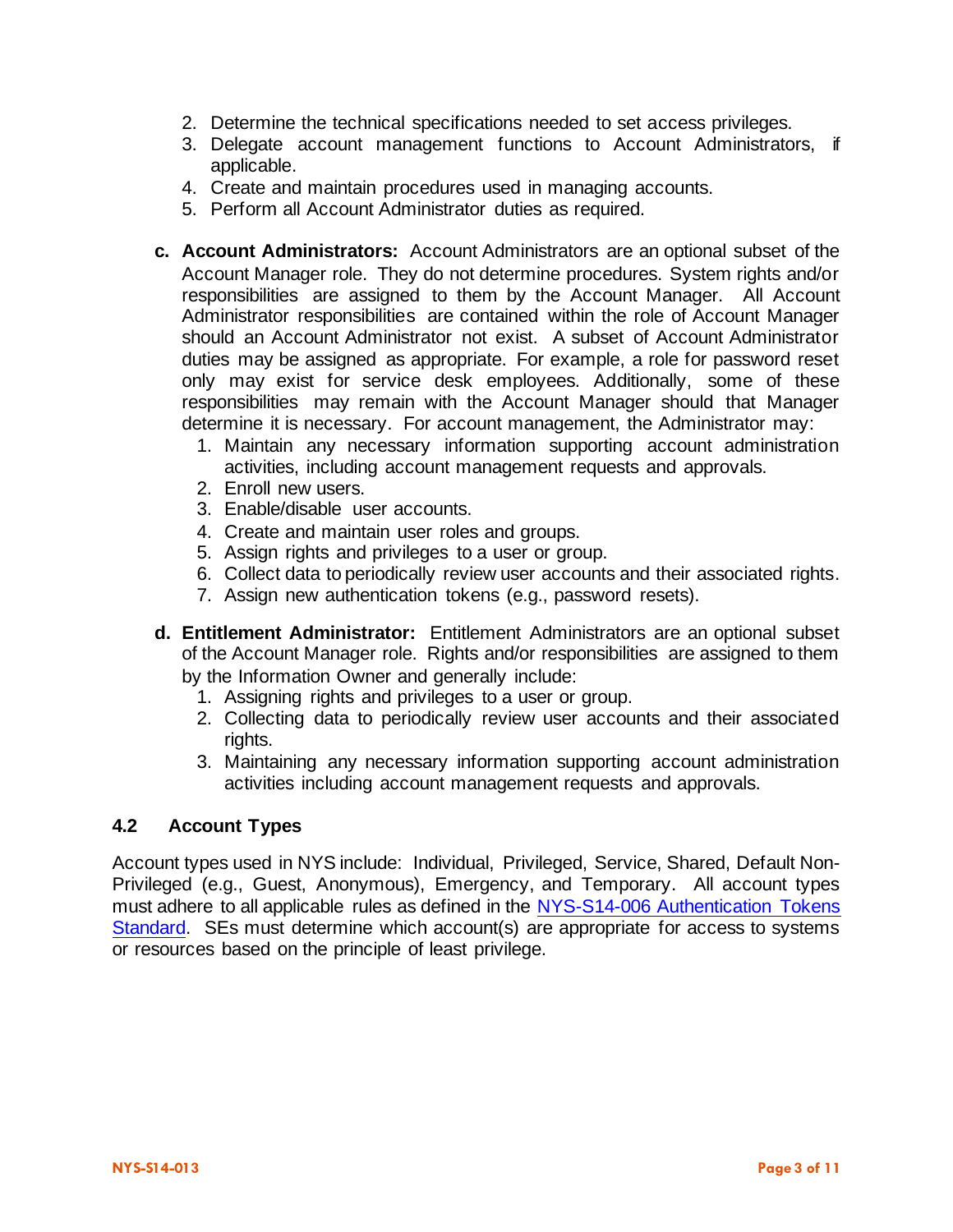2. Determine the technical specifications needed to set access privileges.
3. Delegate account management functions to Account Administrators, if applicable.
4. Create and maintain procedures used in managing accounts.
5. Perform all Account Administrator duties as required.

**c. Account Administrators:** Account Administrators are an optional subset of the Account Manager role. They do not determine procedures. System rights and/or responsibilities are assigned to them by the Account Manager. All Account Administrator responsibilities are contained within the role of Account Manager should an Account Administrator not exist. A subset of Account Administrator duties may be assigned as appropriate. For example, a role for password reset only may exist for service desk employees. Additionally, some of these responsibilities may remain with the Account Manager should that Manager determine it is necessary. For account management, the Administrator may:

1. Maintain any necessary information supporting account administration activities, including account management requests and approvals.
2. Enroll new users.
3. Enable/disable user accounts.
4. Create and maintain user roles and groups.
5. Assign rights and privileges to a user or group.
6. Collect data to periodically review user accounts and their associated rights.
7. Assign new authentication tokens (e.g., password resets).

**d. Entitlement Administrator:** Entitlement Administrators are an optional subset of the Account Manager role. Rights and/or responsibilities are assigned to them by the Information Owner and generally include:

1. Assigning rights and privileges to a user or group.
2. Collecting data to periodically review user accounts and their associated rights.
3. Maintaining any necessary information supporting account administration activities including account management requests and approvals.

## 4.2 Account Types

Account types used in NYS include: Individual, Privileged, Service, Shared, Default Non-Privileged (e.g., Guest, Anonymous), Emergency, and Temporary. All account types must adhere to all applicable rules as defined in the NYS-S14-006 Authentication Tokens Standard. SEs must determine which account(s) are appropriate for access to systems or resources based on the principle of least privilege.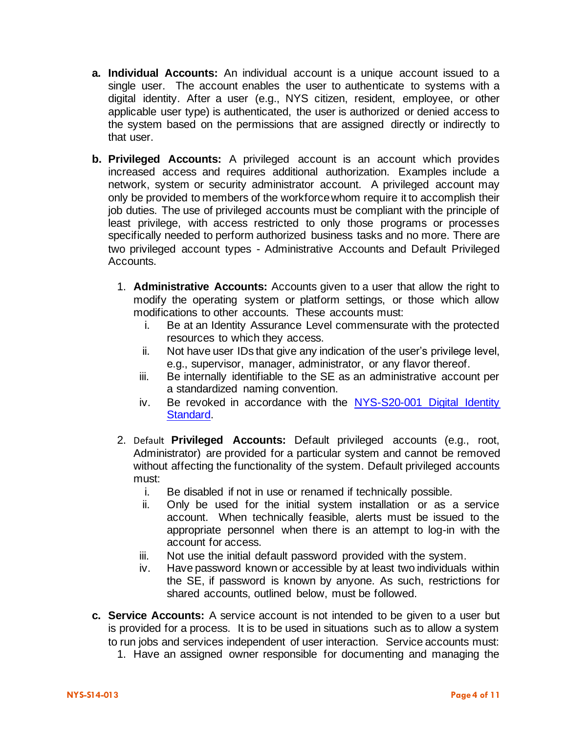**a. Individual Accounts:** An individual account is a unique account issued to a single user. The account enables the user to authenticate to systems with a digital identity. After a user (e.g., NYS citizen, resident, employee, or other applicable user type) is authenticated, the user is authorized or denied access to the system based on the permissions that are assigned directly or indirectly to that user.

**b. Privileged Accounts:** A privileged account is an account which provides increased access and requires additional authorization. Examples include a network, system or security administrator account. A privileged account may only be provided to members of the workforce whom require it to accomplish their job duties. The use of privileged accounts must be compliant with the principle of least privilege, with access restricted to only those programs or processes specifically needed to perform authorized business tasks and no more. There are two privileged account types - Administrative Accounts and Default Privileged Accounts.

1. **Administrative Accounts:** Accounts given to a user that allow the right to modify the operating system or platform settings, or those which allow modifications to other accounts. These accounts must:
   i. Be at an Identity Assurance Level commensurate with the protected resources to which they access.
   ii. Not have user IDs that give any indication of the user's privilege level, e.g., supervisor, manager, administrator, or any flavor thereof.
   iii. Be internally identifiable to the SE as an administrative account per a standardized naming convention.
   iv. Be revoked in accordance with the [NYS-S20-001 Digital Identity Standard](NYS-S20-001 Digital Identity Standard).

2. Default **Privileged Accounts:** Default privileged accounts (e.g., root, Administrator) are provided for a particular system and cannot be removed without affecting the functionality of the system. Default privileged accounts must:
   i. Be disabled if not in use or renamed if technically possible.
   ii. Only be used for the initial system installation or as a service account. When technically feasible, alerts must be issued to the appropriate personnel when there is an attempt to log-in with the account for access.
   iii. Not use the initial default password provided with the system.
   iv. Have password known or accessible by at least two individuals within the SE, if password is known by anyone. As such, restrictions for shared accounts, outlined below, must be followed.

**c. Service Accounts:** A service account is not intended to be given to a user but is provided for a process. It is to be used in situations such as to allow a system to run jobs and services independent of user interaction. Service accounts must:

1. Have an assigned owner responsible for documenting and managing the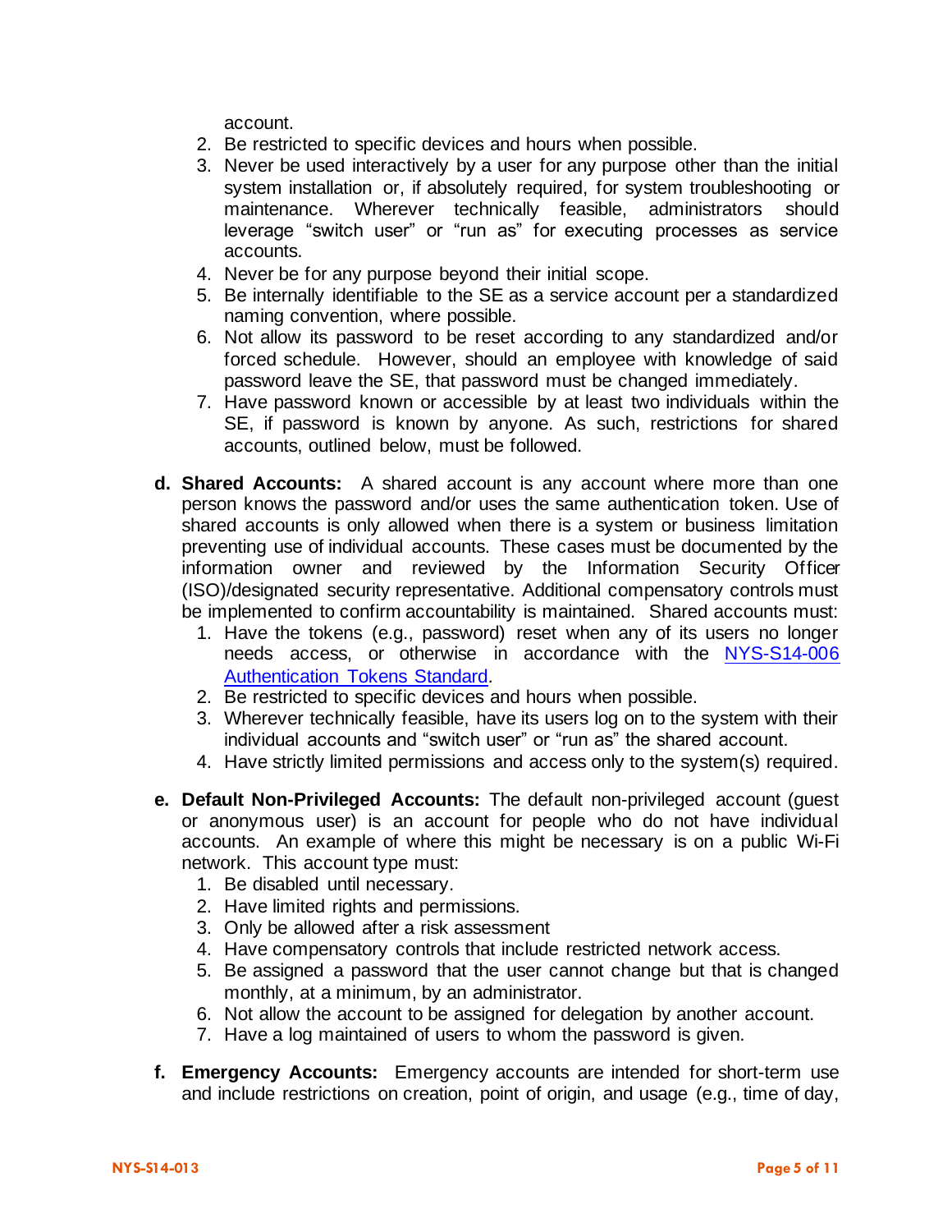account.

2. Be restricted to specific devices and hours when possible.
3. Never be used interactively by a user for any purpose other than the initial system installation or, if absolutely required, for system troubleshooting or maintenance. Wherever technically feasible, administrators should leverage "switch user" or "run as" for executing processes as service accounts.
4. Never be for any purpose beyond their initial scope.
5. Be internally identifiable to the SE as a service account per a standardized naming convention, where possible.
6. Not allow its password to be reset according to any standardized and/or forced schedule. However, should an employee with knowledge of said password leave the SE, that password must be changed immediately.
7. Have password known or accessible by at least two individuals within the SE, if password is known by anyone. As such, restrictions for shared accounts, outlined below, must be followed.

d. **Shared Accounts:** A shared account is any account where more than one person knows the password and/or uses the same authentication token. Use of shared accounts is only allowed when there is a system or business limitation preventing use of individual accounts. These cases must be documented by the information owner and reviewed by the Information Security Officer (ISO)/designated security representative. Additional compensatory controls must be implemented to confirm accountability is maintained. Shared accounts must:
   1. Have the tokens (e.g., password) reset when any of its users no longer needs access, or otherwise in accordance with the NYS-S14-006 Authentication Tokens Standard.
   2. Be restricted to specific devices and hours when possible.
   3. Wherever technically feasible, have its users log on to the system with their individual accounts and "switch user" or "run as" the shared account.
   4. Have strictly limited permissions and access only to the system(s) required.

e. **Default Non-Privileged Accounts:** The default non-privileged account (guest or anonymous user) is an account for people who do not have individual accounts. An example of where this might be necessary is on a public Wi-Fi network. This account type must:
   1. Be disabled until necessary.
   2. Have limited rights and permissions.
   3. Only be allowed after a risk assessment
   4. Have compensatory controls that include restricted network access.
   5. Be assigned a password that the user cannot change but that is changed monthly, at a minimum, by an administrator.
   6. Not allow the account to be assigned for delegation by another account.
   7. Have a log maintained of users to whom the password is given.

f. **Emergency Accounts:** Emergency accounts are intended for short-term use and include restrictions on creation, point of origin, and usage (e.g., time of day,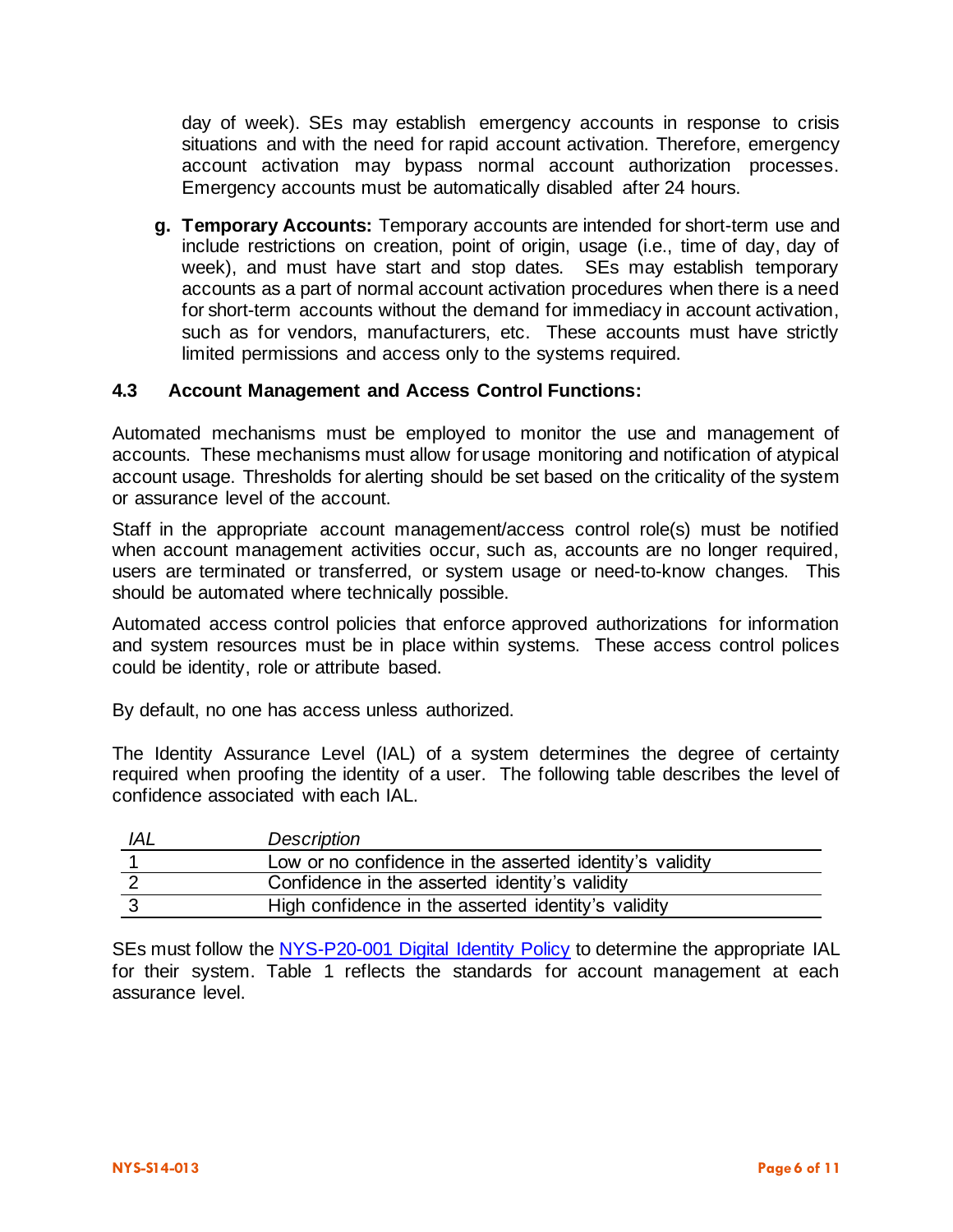day of week). SEs may establish emergency accounts in response to crisis situations and with the need for rapid account activation. Therefore, emergency account activation may bypass normal account authorization processes. Emergency accounts must be automatically disabled after 24 hours.

g. **Temporary Accounts:** Temporary accounts are intended for short-term use and include restrictions on creation, point of origin, usage (i.e., time of day, day of week), and must have start and stop dates. SEs may establish temporary accounts as a part of normal account activation procedures when there is a need for short-term accounts without the demand for immediacy in account activation, such as for vendors, manufacturers, etc. These accounts must have strictly limited permissions and access only to the systems required.

### 4.3 Account Management and Access Control Functions:

Automated mechanisms must be employed to monitor the use and management of accounts. These mechanisms must allow for usage monitoring and notification of atypical account usage. Thresholds for alerting should be set based on the criticality of the system or assurance level of the account.

Staff in the appropriate account management/access control role(s) must be notified when account management activities occur, such as, accounts are no longer required, users are terminated or transferred, or system usage or need-to-know changes. This should be automated where technically possible.

Automated access control policies that enforce approved authorizations for information and system resources must be in place within systems. These access control polices could be identity, role or attribute based.

By default, no one has access unless authorized.

The Identity Assurance Level (IAL) of a system determines the degree of certainty required when proofing the identity of a user. The following table describes the level of confidence associated with each IAL.

| *IAL* | *Description* |
|---|---|
| 1 | Low or no confidence in the asserted identity's validity |
| 2 | Confidence in the asserted identity's validity |
| 3 | High confidence in the asserted identity's validity |

SEs must follow the NYS-P20-001 Digital Identity Policy to determine the appropriate IAL for their system. Table 1 reflects the standards for account management at each assurance level.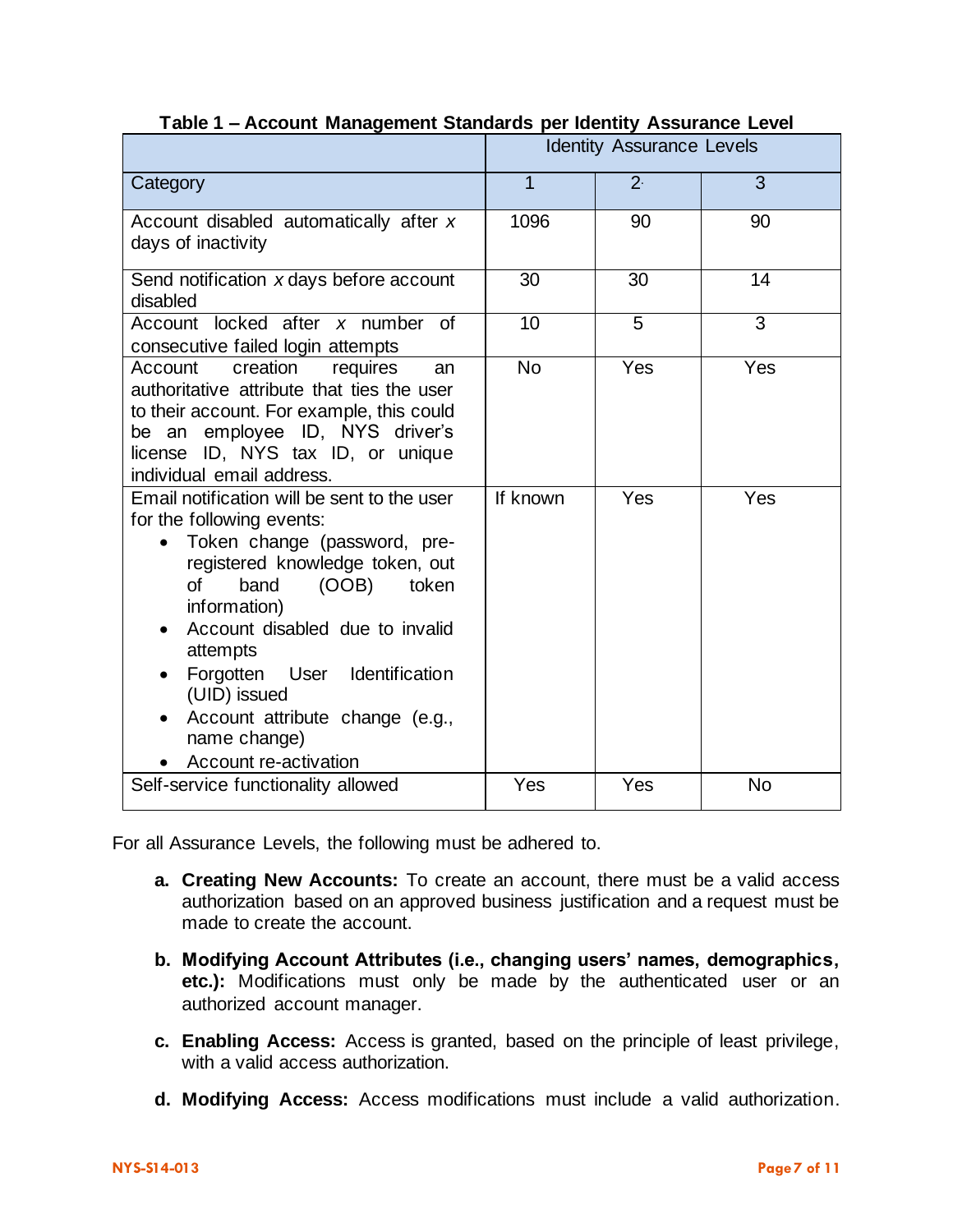**Table 1 – Account Management Standards per Identity Assurance Level**

| | Identity Assurance Levels | | |
|---|---|---|---|
| Category | 1 | 2 | 3 |
| Account disabled automatically after *x* days of inactivity | 1096 | 90 | 90 |
| Send notification *x* days before account disabled | 30 | 30 | 14 |
| Account locked after *x* number of consecutive failed login attempts | 10 | 5 | 3 |
| Account creation requires an authoritative attribute that ties the user to their account. For example, this could be an employee ID, NYS driver's license ID, NYS tax ID, or unique individual email address. | No | Yes | Yes |
| Email notification will be sent to the user for the following events: <br>• Token change (password, pre-registered knowledge token, out of band (OOB) token information) <br>• Account disabled due to invalid attempts <br>• Forgotten User Identification (UID) issued <br>• Account attribute change (e.g., name change) <br>• Account re-activation | If known | Yes | Yes |
| Self-service functionality allowed | Yes | Yes | No |

For all Assurance Levels, the following must be adhered to.

a. **Creating New Accounts:** To create an account, there must be a valid access authorization based on an approved business justification and a request must be made to create the account.

b. **Modifying Account Attributes (i.e., changing users' names, demographics, etc.):** Modifications must only be made by the authenticated user or an authorized account manager.

c. **Enabling Access:** Access is granted, based on the principle of least privilege, with a valid access authorization.

d. **Modifying Access:** Access modifications must include a valid authorization.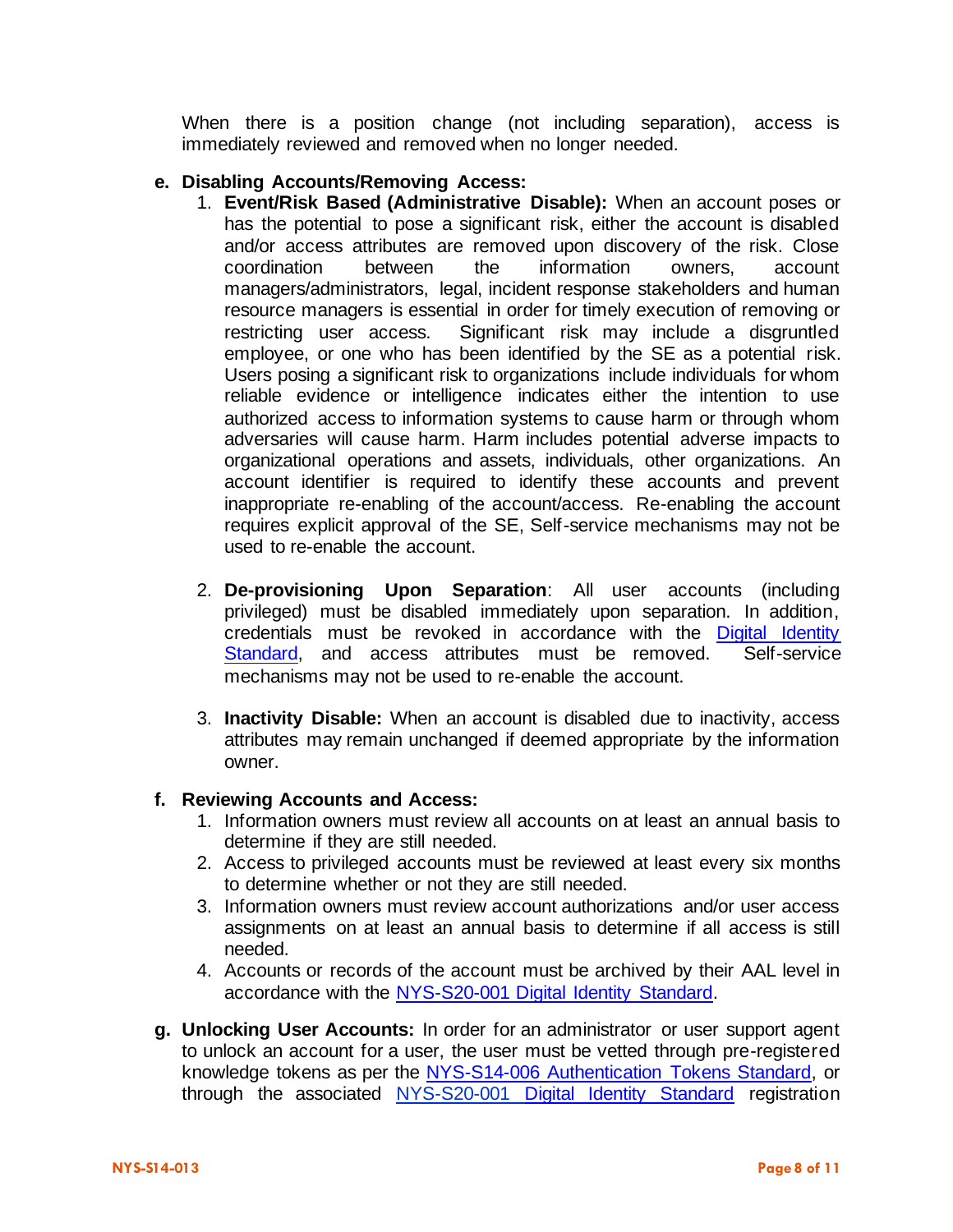When there is a position change (not including separation), access is immediately reviewed and removed when no longer needed.

**e. Disabling Accounts/Removing Access:**

1. **Event/Risk Based (Administrative Disable):** When an account poses or has the potential to pose a significant risk, either the account is disabled and/or access attributes are removed upon discovery of the risk. Close coordination between the information owners, account managers/administrators, legal, incident response stakeholders and human resource managers is essential in order for timely execution of removing or restricting user access. Significant risk may include a disgruntled employee, or one who has been identified by the SE as a potential risk. Users posing a significant risk to organizations include individuals for whom reliable evidence or intelligence indicates either the intention to use authorized access to information systems to cause harm or through whom adversaries will cause harm. Harm includes potential adverse impacts to organizational operations and assets, individuals, other organizations. An account identifier is required to identify these accounts and prevent inappropriate re-enabling of the account/access. Re-enabling the account requires explicit approval of the SE, Self-service mechanisms may not be used to re-enable the account.

2. **De-provisioning Upon Separation**: All user accounts (including privileged) must be disabled immediately upon separation. In addition, credentials must be revoked in accordance with the [Digital Identity Standard](), and access attributes must be removed. Self-service mechanisms may not be used to re-enable the account.

3. **Inactivity Disable:** When an account is disabled due to inactivity, access attributes may remain unchanged if deemed appropriate by the information owner.

**f. Reviewing Accounts and Access:**

1. Information owners must review all accounts on at least an annual basis to determine if they are still needed.
2. Access to privileged accounts must be reviewed at least every six months to determine whether or not they are still needed.
3. Information owners must review account authorizations and/or user access assignments on at least an annual basis to determine if all access is still needed.
4. Accounts or records of the account must be archived by their AAL level in accordance with the [NYS-S20-001 Digital Identity Standard]().

**g. Unlocking User Accounts:** In order for an administrator or user support agent to unlock an account for a user, the user must be vetted through pre-registered knowledge tokens as per the [NYS-S14-006 Authentication Tokens Standard](), or through the associated [NYS-S20-001 Digital Identity Standard]() registration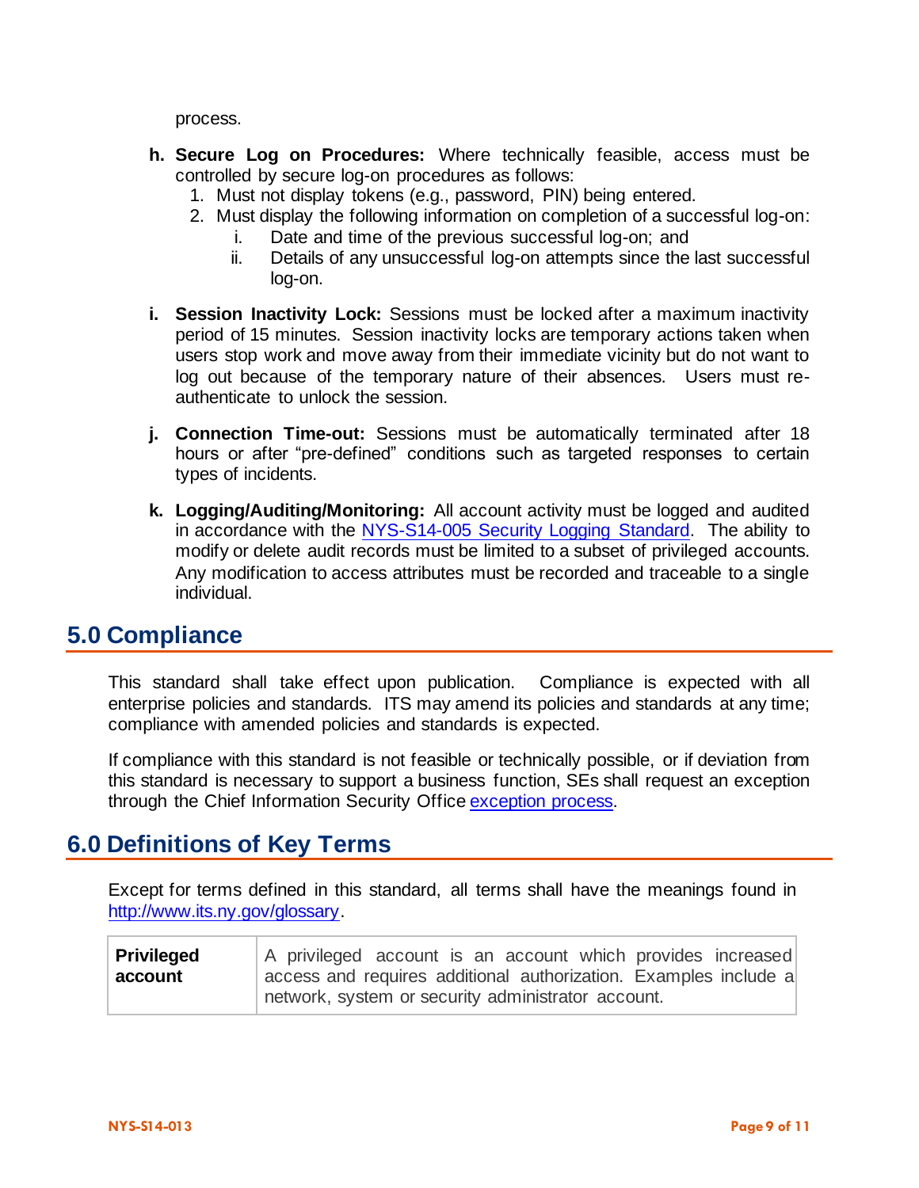process.

h. **Secure Log on Procedures:** Where technically feasible, access must be controlled by secure log-on procedures as follows:
   1. Must not display tokens (e.g., password, PIN) being entered.
   2. Must display the following information on completion of a successful log-on:
      i. Date and time of the previous successful log-on; and
      ii. Details of any unsuccessful log-on attempts since the last successful log-on.

i. **Session Inactivity Lock:** Sessions must be locked after a maximum inactivity period of 15 minutes. Session inactivity locks are temporary actions taken when users stop work and move away from their immediate vicinity but do not want to log out because of the temporary nature of their absences. Users must re-authenticate to unlock the session.

j. **Connection Time-out:** Sessions must be automatically terminated after 18 hours or after "pre-defined" conditions such as targeted responses to certain types of incidents.

k. **Logging/Auditing/Monitoring:** All account activity must be logged and audited in accordance with the [NYS-S14-005 Security Logging Standard](). The ability to modify or delete audit records must be limited to a subset of privileged accounts. Any modification to access attributes must be recorded and traceable to a single individual.

## 5.0 Compliance

This standard shall take effect upon publication. Compliance is expected with all enterprise policies and standards. ITS may amend its policies and standards at any time; compliance with amended policies and standards is expected.

If compliance with this standard is not feasible or technically possible, or if deviation from this standard is necessary to support a business function, SEs shall request an exception through the Chief Information Security Office [exception process]().

## 6.0 Definitions of Key Terms

Except for terms defined in this standard, all terms shall have the meanings found in [http://www.its.ny.gov/glossary](http://www.its.ny.gov/glossary).

| | |
|---|---|
| **Privileged account** | A privileged account is an account which provides increased access and requires additional authorization. Examples include a network, system or security administrator account. |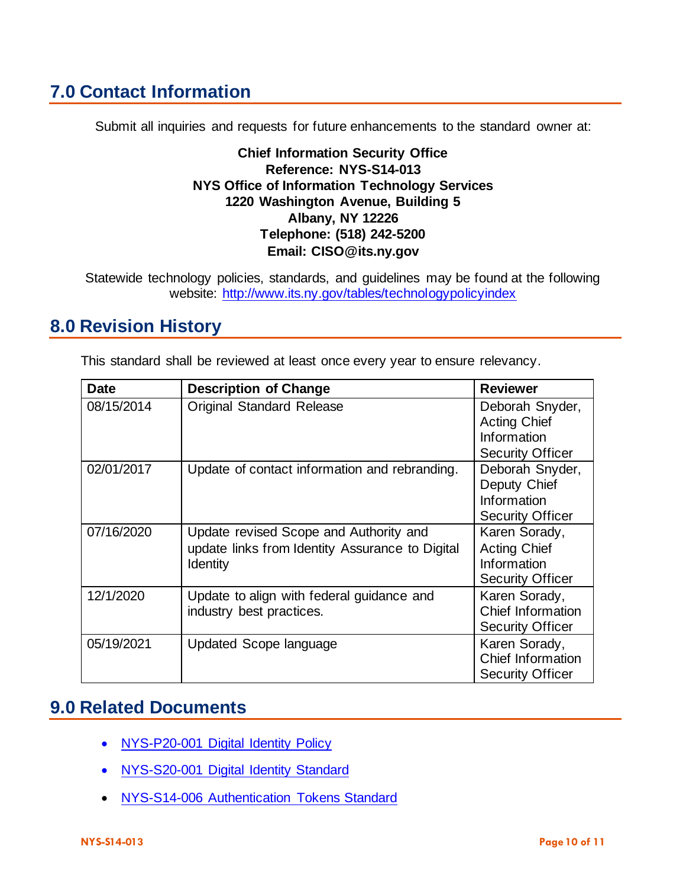## 7.0 Contact Information

Submit all inquiries and requests for future enhancements to the standard owner at:

**Chief Information Security Office**
**Reference: NYS-S14-013**
**NYS Office of Information Technology Services**
**1220 Washington Avenue, Building 5**
**Albany, NY 12226**
**Telephone: (518) 242-5200**
**Email: CISO@its.ny.gov**

Statewide technology policies, standards, and guidelines may be found at the following website: [http://www.its.ny.gov/tables/technologypolicyindex](http://www.its.ny.gov/tables/technologypolicyindex)

## 8.0 Revision History

This standard shall be reviewed at least once every year to ensure relevancy.

| Date | Description of Change | Reviewer |
|---|---|---|
| 08/15/2014 | Original Standard Release | Deborah Snyder, Acting Chief Information Security Officer |
| 02/01/2017 | Update of contact information and rebranding. | Deborah Snyder, Deputy Chief Information Security Officer |
| 07/16/2020 | Update revised Scope and Authority and update links from Identity Assurance to Digital Identity | Karen Sorady, Acting Chief Information Security Officer |
| 12/1/2020 | Update to align with federal guidance and industry best practices. | Karen Sorady, Chief Information Security Officer |
| 05/19/2021 | Updated Scope language | Karen Sorady, Chief Information Security Officer |

## 9.0 Related Documents

- NYS-P20-001 Digital Identity Policy
- NYS-S20-001 Digital Identity Standard
- NYS-S14-006 Authentication Tokens Standard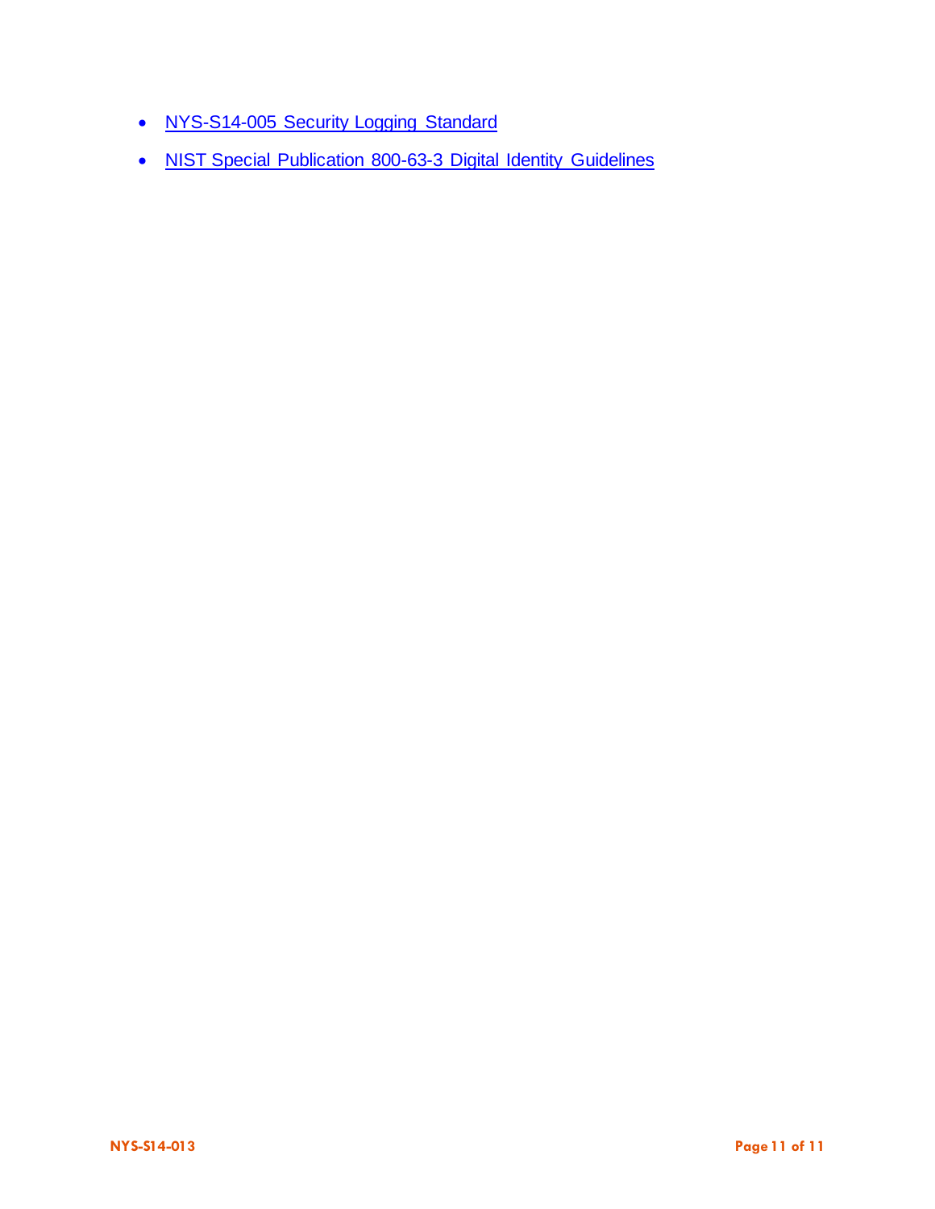- NYS-S14-005 Security Logging Standard
- NIST Special Publication 800-63-3 Digital Identity Guidelines